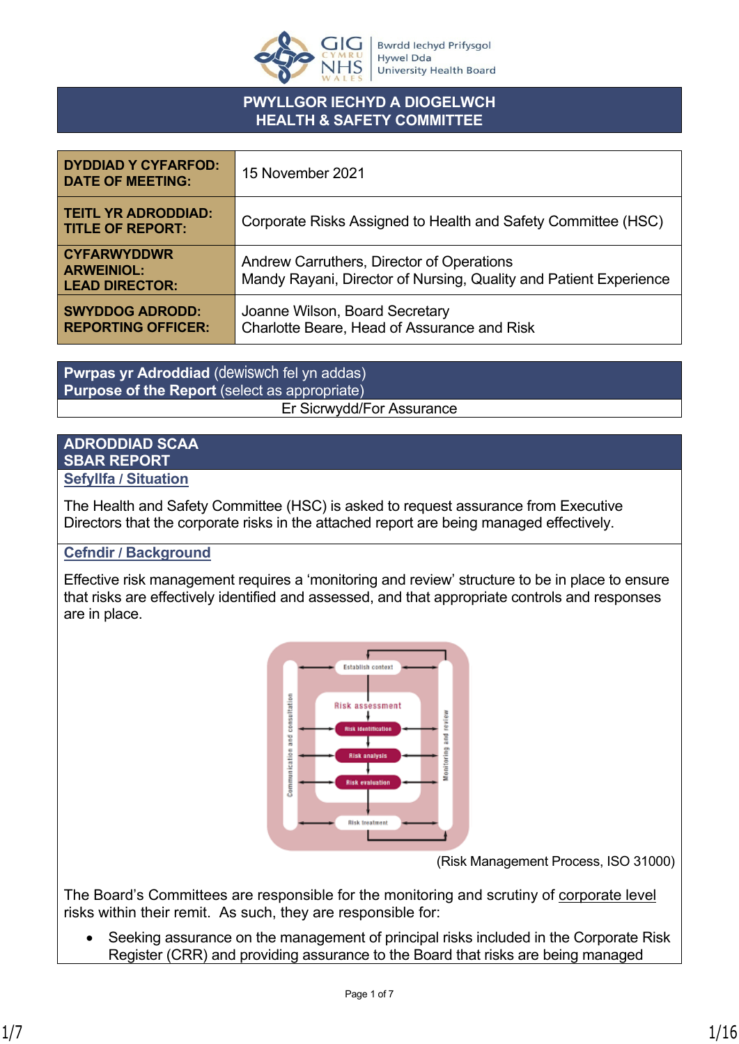GIG CYMRU NHS WALES | Bwrdd Iechyd Prifysgol Hywel Dda University Health Board

# PWYLLGOR IECHYD A DIOGELWCH
# HEALTH & SAFETY COMMITTEE

| | |
|---|---|
| **DYDDIAD Y CYFARFOD: DATE OF MEETING:** | 15 November 2021 |
| **TEITL YR ADRODDIAD: TITLE OF REPORT:** | Corporate Risks Assigned to Health and Safety Committee (HSC) |
| **CYFARWYDDWR ARWEINIOL: LEAD DIRECTOR:** | Andrew Carruthers, Director of Operations<br>Mandy Rayani, Director of Nursing, Quality and Patient Experience |
| **SWYDDOG ADRODD: REPORTING OFFICER:** | Joanne Wilson, Board Secretary<br>Charlotte Beare, Head of Assurance and Risk |

| **Pwrpas yr Adroddiad** (dewiswch fel yn addas)<br>**Purpose of the Report** (select as appropriate) |
|---|
| Er Sicrwydd/For Assurance |

## ADRODDIAD SCAA
## SBAR REPORT

### Sefyllfa / Situation

The Health and Safety Committee (HSC) is asked to request assurance from Executive Directors that the corporate risks in the attached report are being managed effectively.

### Cefndir / Background

Effective risk management requires a 'monitoring and review' structure to be in place to ensure that risks are effectively identified and assessed, and that appropriate controls and responses are in place.

Establish context → Risk assessment (Risk identification → Risk analysis → Risk evaluation) → Risk treatment; Communication and consultation; Monitoring and review

(Risk Management Process, ISO 31000)

The Board's Committees are responsible for the monitoring and scrutiny of corporate level risks within their remit. As such, they are responsible for:

- Seeking assurance on the management of principal risks included in the Corporate Risk Register (CRR) and providing assurance to the Board that risks are being managed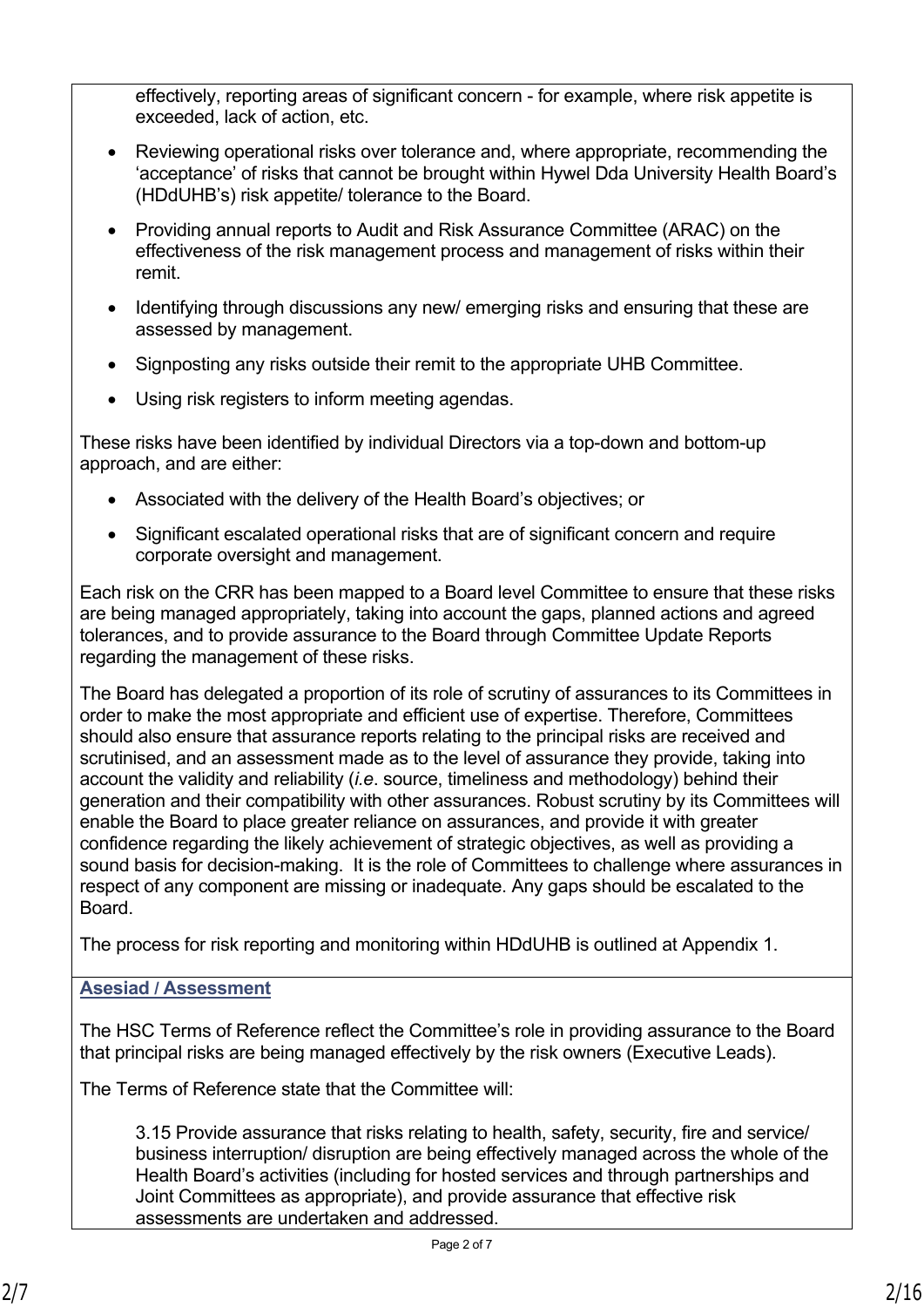effectively, reporting areas of significant concern - for example, where risk appetite is exceeded, lack of action, etc.

- Reviewing operational risks over tolerance and, where appropriate, recommending the 'acceptance' of risks that cannot be brought within Hywel Dda University Health Board's (HDdUHB's) risk appetite/ tolerance to the Board.
- Providing annual reports to Audit and Risk Assurance Committee (ARAC) on the effectiveness of the risk management process and management of risks within their remit.
- Identifying through discussions any new/ emerging risks and ensuring that these are assessed by management.
- Signposting any risks outside their remit to the appropriate UHB Committee.
- Using risk registers to inform meeting agendas.

These risks have been identified by individual Directors via a top-down and bottom-up approach, and are either:

- Associated with the delivery of the Health Board's objectives; or
- Significant escalated operational risks that are of significant concern and require corporate oversight and management.

Each risk on the CRR has been mapped to a Board level Committee to ensure that these risks are being managed appropriately, taking into account the gaps, planned actions and agreed tolerances, and to provide assurance to the Board through Committee Update Reports regarding the management of these risks.

The Board has delegated a proportion of its role of scrutiny of assurances to its Committees in order to make the most appropriate and efficient use of expertise. Therefore, Committees should also ensure that assurance reports relating to the principal risks are received and scrutinised, and an assessment made as to the level of assurance they provide, taking into account the validity and reliability (*i.e*. source, timeliness and methodology) behind their generation and their compatibility with other assurances. Robust scrutiny by its Committees will enable the Board to place greater reliance on assurances, and provide it with greater confidence regarding the likely achievement of strategic objectives, as well as providing a sound basis for decision-making. It is the role of Committees to challenge where assurances in respect of any component are missing or inadequate. Any gaps should be escalated to the Board.

The process for risk reporting and monitoring within HDdUHB is outlined at Appendix 1.

**Asesiad / Assessment**

The HSC Terms of Reference reflect the Committee's role in providing assurance to the Board that principal risks are being managed effectively by the risk owners (Executive Leads).

The Terms of Reference state that the Committee will:

> 3.15 Provide assurance that risks relating to health, safety, security, fire and service/ business interruption/ disruption are being effectively managed across the whole of the Health Board's activities (including for hosted services and through partnerships and Joint Committees as appropriate), and provide assurance that effective risk assessments are undertaken and addressed.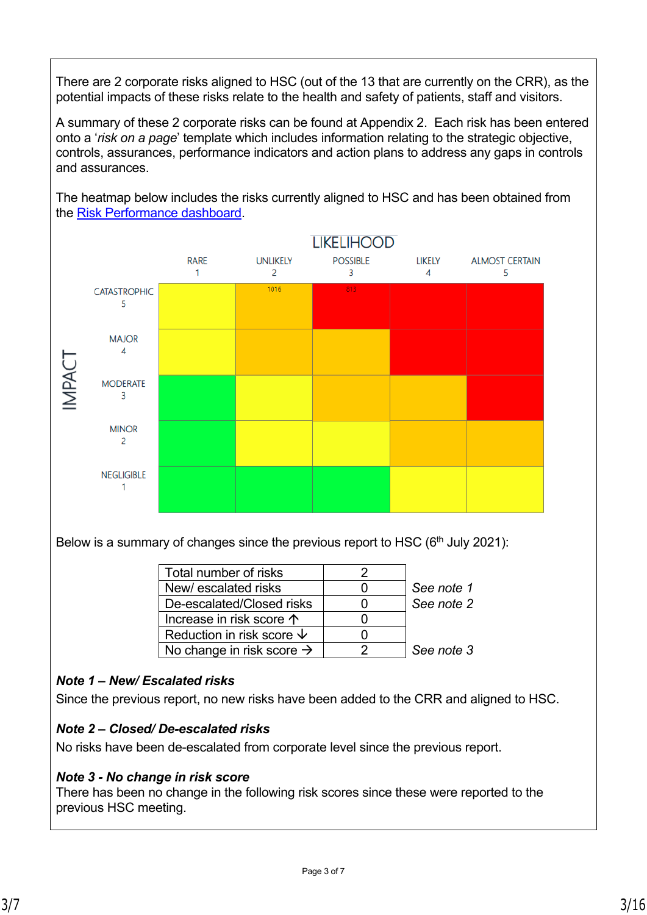There are 2 corporate risks aligned to HSC (out of the 13 that are currently on the CRR), as the potential impacts of these risks relate to the health and safety of patients, staff and visitors.

A summary of these 2 corporate risks can be found at Appendix 2. Each risk has been entered onto a '*risk on a page*' template which includes information relating to the strategic objective, controls, assurances, performance indicators and action plans to address any gaps in controls and assurances.

The heatmap below includes the risks currently aligned to HSC and has been obtained from the Risk Performance dashboard.

| IMPACT / LIKELIHOOD | RARE 1 | UNLIKELY 2 | POSSIBLE 3 | LIKELY 4 | ALMOST CERTAIN 5 |
|---|---|---|---|---|---|
| CATASTROPHIC 5 | | 1016 | 817 | | |
| MAJOR 4 | | | | | |
| MODERATE 3 | | | | | |
| MINOR 2 | | | | | |
| NEGLIGIBLE 1 | | | | | |

Below is a summary of changes since the previous report to HSC (6th July 2021):

| | | |
|---|---|---|
| Total number of risks | 2 | |
| New/ escalated risks | 0 | *See note 1* |
| De-escalated/Closed risks | 0 | *See note 2* |
| Increase in risk score ↑ | 0 | |
| Reduction in risk score ↓ | 0 | |
| No change in risk score → | 2 | *See note 3* |

***Note 1 – New/ Escalated risks***

Since the previous report, no new risks have been added to the CRR and aligned to HSC.

***Note 2 – Closed/ De-escalated risks***

No risks have been de-escalated from corporate level since the previous report.

***Note 3 - No change in risk score***

There has been no change in the following risk scores since these were reported to the previous HSC meeting.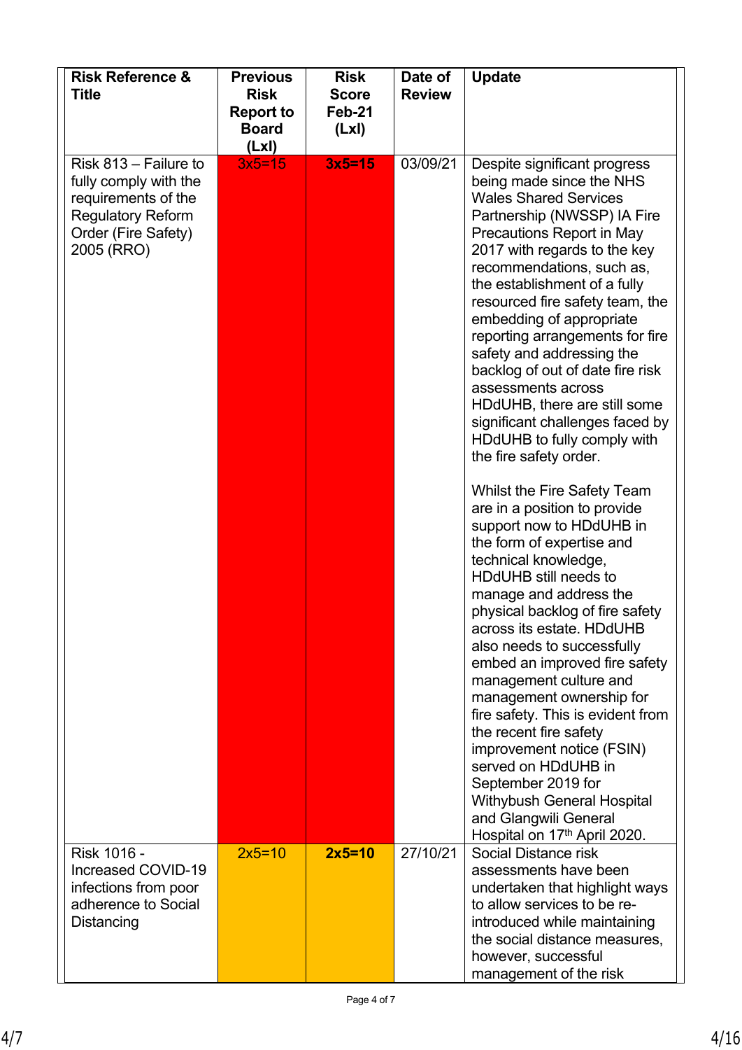| **Risk Reference & Title** | **Previous Risk Report to Board (LxI)** | **Risk Score Feb-21 (LxI)** | **Date of Review** | **Update** |
|---|---|---|---|---|
| Risk 813 – Failure to fully comply with the requirements of the Regulatory Reform Order (Fire Safety) 2005 (RRO) | 3x5=15 | **3x5=15** | 03/09/21 | Despite significant progress being made since the NHS Wales Shared Services Partnership (NWSSP) IA Fire Precautions Report in May 2017 with regards to the key recommendations, such as, the establishment of a fully resourced fire safety team, the embedding of appropriate reporting arrangements for fire safety and addressing the backlog of out of date fire risk assessments across HDdUHB, there are still some significant challenges faced by HDdUHB to fully comply with the fire safety order.<br><br>Whilst the Fire Safety Team are in a position to provide support now to HDdUHB in the form of expertise and technical knowledge, HDdUHB still needs to manage and address the physical backlog of fire safety across its estate. HDdUHB also needs to successfully embed an improved fire safety management culture and management ownership for fire safety. This is evident from the recent fire safety improvement notice (FSIN) served on HDdUHB in September 2019 for Withybush General Hospital and Glangwili General Hospital on 17th April 2020. |
| Risk 1016 - Increased COVID-19 infections from poor adherence to Social Distancing | 2x5=10 | **2x5=10** | 27/10/21 | Social Distance risk assessments have been undertaken that highlight ways to allow services to be re-introduced while maintaining the social distance measures, however, successful management of the risk |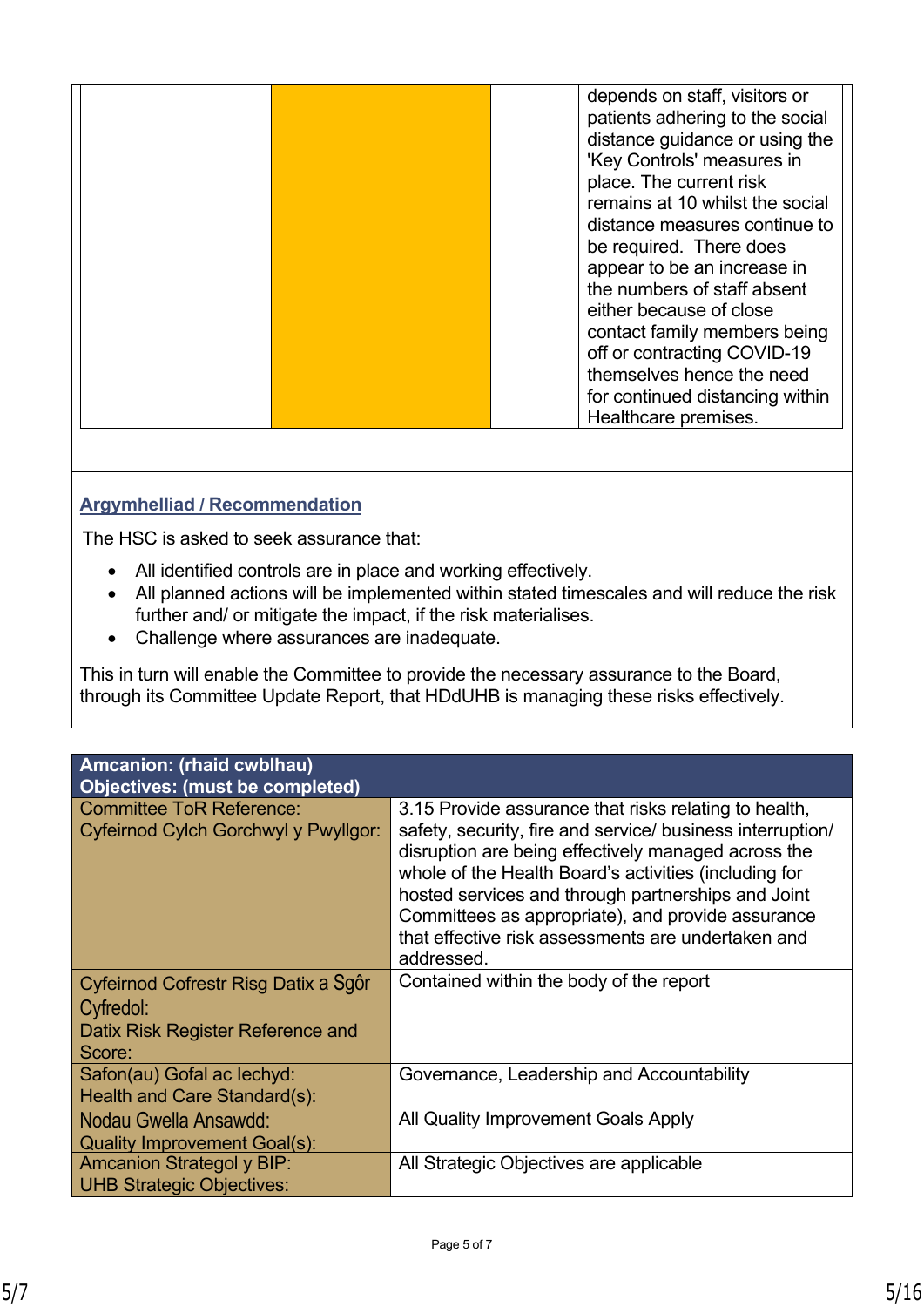| | | | | |
|---|---|---|---|---|
| | | | | depends on staff, visitors or patients adhering to the social distance guidance or using the 'Key Controls' measures in place. The current risk remains at 10 whilst the social distance measures continue to be required. There does appear to be an increase in the numbers of staff absent either because of close contact family members being off or contracting COVID-19 themselves hence the need for continued distancing within Healthcare premises. |

## Argymhelliad / Recommendation

The HSC is asked to seek assurance that:

- All identified controls are in place and working effectively.
- All planned actions will be implemented within stated timescales and will reduce the risk further and/ or mitigate the impact, if the risk materialises.
- Challenge where assurances are inadequate.

This in turn will enable the Committee to provide the necessary assurance to the Board, through its Committee Update Report, that HDdUHB is managing these risks effectively.

| **Amcanion: (rhaid cwblhau)<br>Objectives: (must be completed)** | |
|---|---|
| Committee ToR Reference:<br>Cyfeirnod Cylch Gorchwyl y Pwyllgor: | 3.15 Provide assurance that risks relating to health, safety, security, fire and service/ business interruption/ disruption are being effectively managed across the whole of the Health Board's activities (including for hosted services and through partnerships and Joint Committees as appropriate), and provide assurance that effective risk assessments are undertaken and addressed. |
| Cyfeirnod Cofrestr Risg Datix a Sgôr Cyfredol:<br>Datix Risk Register Reference and Score: | Contained within the body of the report |
| Safon(au) Gofal ac Iechyd:<br>Health and Care Standard(s): | Governance, Leadership and Accountability |
| Nodau Gwella Ansawdd:<br>Quality Improvement Goal(s): | All Quality Improvement Goals Apply |
| Amcanion Strategol y BIP:<br>UHB Strategic Objectives: | All Strategic Objectives are applicable |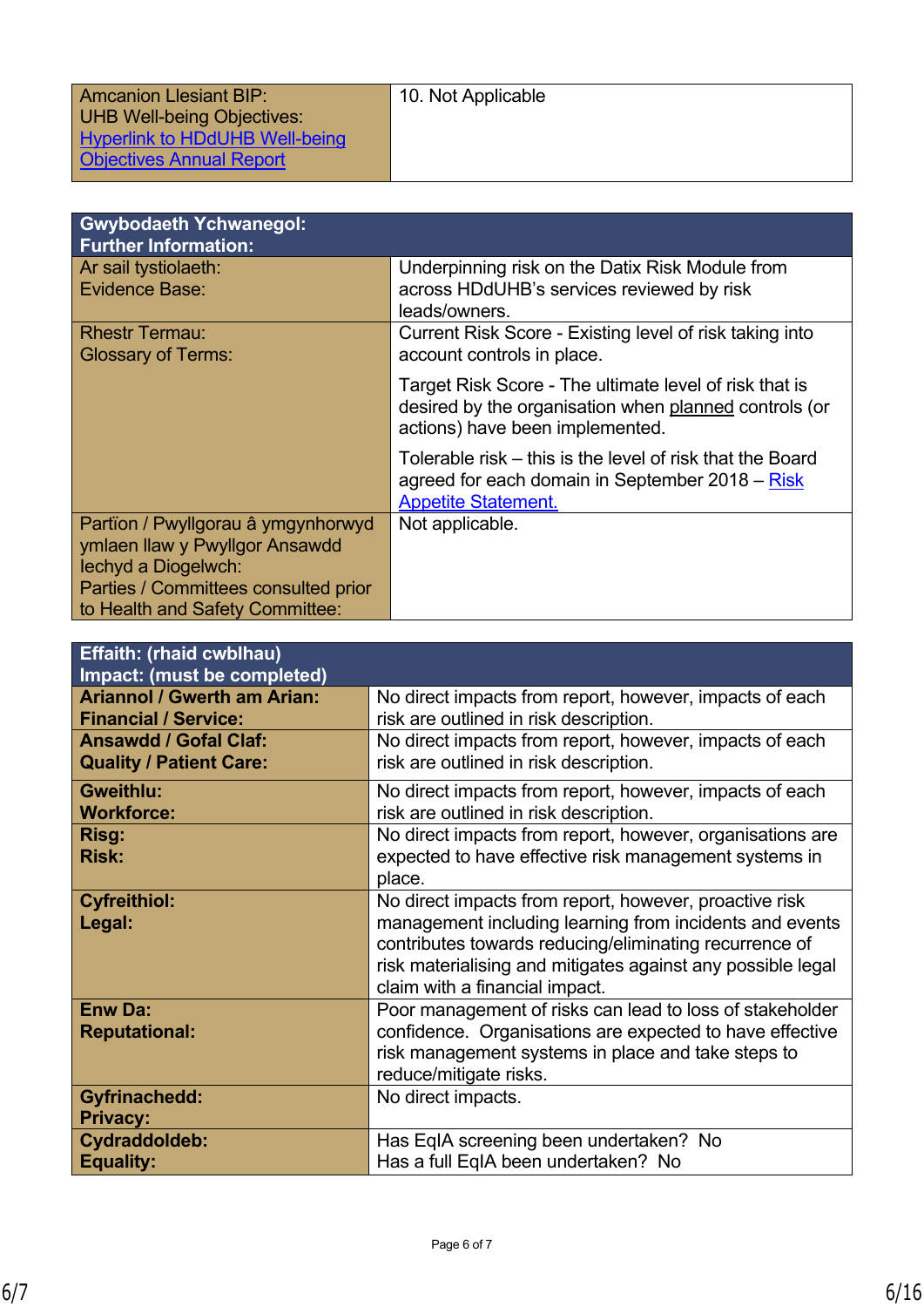| Amcanion Llesiant BIP:<br>UHB Well-being Objectives:<br>[Hyperlink to HDdUHB Well-being Objectives Annual Report]() | 10. Not Applicable |
|---|---|

| **Gwybodaeth Ychwanegol:<br>Further Information:** | |
|---|---|
| Ar sail tystiolaeth:<br>Evidence Base: | Underpinning risk on the Datix Risk Module from across HDdUHB's services reviewed by risk leads/owners. |
| Rhestr Termau:<br>Glossary of Terms: | Current Risk Score - Existing level of risk taking into account controls in place.<br><br>Target Risk Score - The ultimate level of risk that is desired by the organisation when planned controls (or actions) have been implemented.<br><br>Tolerable risk – this is the level of risk that the Board agreed for each domain in September 2018 – [Risk Appetite Statement.]() |
| Partïon / Pwyllgorau â ymgynhorwyd ymlaen llaw y Pwyllgor Ansawdd Iechyd a Diogelwch:<br>Parties / Committees consulted prior to Health and Safety Committee: | Not applicable. |

| **Effaith: (rhaid cwblhau)<br>Impact: (must be completed)** | |
|---|---|
| **Ariannol / Gwerth am Arian:<br>Financial / Service:** | No direct impacts from report, however, impacts of each risk are outlined in risk description. |
| **Ansawdd / Gofal Claf:<br>Quality / Patient Care:** | No direct impacts from report, however, impacts of each risk are outlined in risk description. |
| **Gweithlu:<br>Workforce:** | No direct impacts from report, however, impacts of each risk are outlined in risk description. |
| **Risg:<br>Risk:** | No direct impacts from report, however, organisations are expected to have effective risk management systems in place. |
| **Cyfreithiol:<br>Legal:** | No direct impacts from report, however, proactive risk management including learning from incidents and events contributes towards reducing/eliminating recurrence of risk materialising and mitigates against any possible legal claim with a financial impact. |
| **Enw Da:<br>Reputational:** | Poor management of risks can lead to loss of stakeholder confidence. Organisations are expected to have effective risk management systems in place and take steps to reduce/mitigate risks. |
| **Gyfrinachedd:<br>Privacy:** | No direct impacts. |
| **Cydraddoldeb:<br>Equality:** | Has EqIA screening been undertaken? No<br>Has a full EqIA been undertaken? No |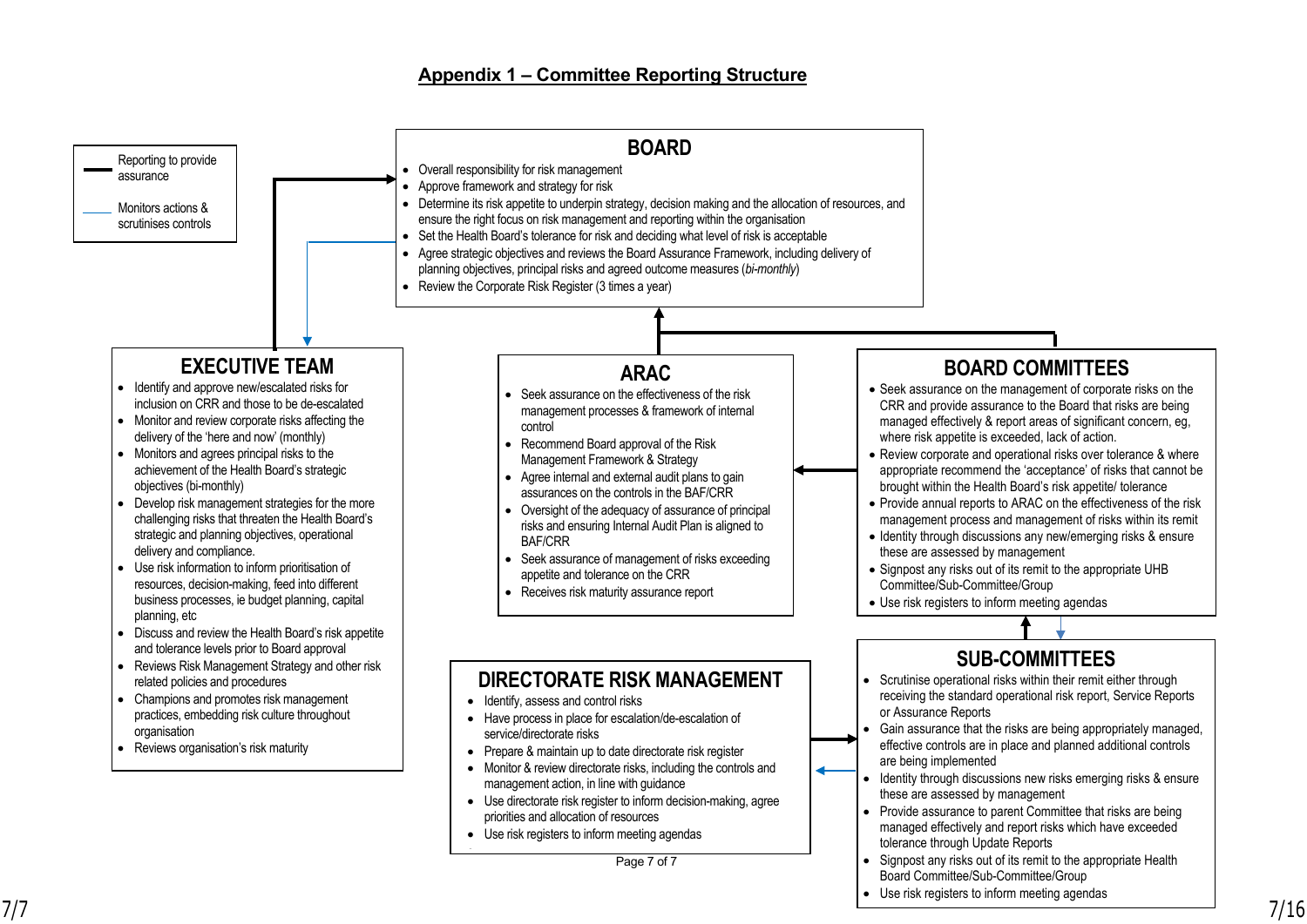## Appendix 1 – Committee Reporting Structure

**Key:**
- Reporting to provide assurance (thick black line)
- Monitors actions & scrutinises controls (thin blue line)

### BOARD

- Overall responsibility for risk management
- Approve framework and strategy for risk
- Determine its risk appetite to underpin strategy, decision making and the allocation of resources, and ensure the right focus on risk management and reporting within the organisation
- Set the Health Board's tolerance for risk and deciding what level of risk is acceptable
- Agree strategic objectives and reviews the Board Assurance Framework, including delivery of planning objectives, principal risks and agreed outcome measures (*bi-monthly*)
- Review the Corporate Risk Register (3 times a year)

### EXECUTIVE TEAM

- Identify and approve new/escalated risks for inclusion on CRR and those to be de-escalated
- Monitor and review corporate risks affecting the delivery of the 'here and now' (monthly)
- Monitors and agrees principal risks to the achievement of the Health Board's strategic objectives (bi-monthly)
- Develop risk management strategies for the more challenging risks that threaten the Health Board's strategic and planning objectives, operational delivery and compliance.
- Use risk information to inform prioritisation of resources, decision-making, feed into different business processes, ie budget planning, capital planning, etc
- Discuss and review the Health Board's risk appetite and tolerance levels prior to Board approval
- Reviews Risk Management Strategy and other risk related policies and procedures
- Champions and promotes risk management practices, embedding risk culture throughout organisation
- Reviews organisation's risk maturity

### ARAC

- Seek assurance on the effectiveness of the risk management processes & framework of internal control
- Recommend Board approval of the Risk Management Framework & Strategy
- Agree internal and external audit plans to gain assurances on the controls in the BAF/CRR
- Oversight of the adequacy of assurance of principal risks and ensuring Internal Audit Plan is aligned to BAF/CRR
- Seek assurance of management of risks exceeding appetite and tolerance on the CRR
- Receives risk maturity assurance report

### BOARD COMMITTEES

- Seek assurance on the management of corporate risks on the CRR and provide assurance to the Board that risks are being managed effectively & report areas of significant concern, eg, where risk appetite is exceeded, lack of action.
- Review corporate and operational risks over tolerance & where appropriate recommend the 'acceptance' of risks that cannot be brought within the Health Board's risk appetite/ tolerance
- Provide annual reports to ARAC on the effectiveness of the risk management process and management of risks within its remit
- Identity through discussions any new/emerging risks & ensure these are assessed by management
- Signpost any risks out of its remit to the appropriate UHB Committee/Sub-Committee/Group
- Use risk registers to inform meeting agendas

### DIRECTORATE RISK MANAGEMENT

- Identify, assess and control risks
- Have process in place for escalation/de-escalation of service/directorate risks
- Prepare & maintain up to date directorate risk register
- Monitor & review directorate risks, including the controls and management action, in line with guidance
- Use directorate risk register to inform decision-making, agree priorities and allocation of resources
- Use risk registers to inform meeting agendas

### SUB-COMMITTEES

- Scrutinise operational risks within their remit either through receiving the standard operational risk report, Service Reports or Assurance Reports
- Gain assurance that the risks are being appropriately managed, effective controls are in place and planned additional controls are being implemented
- Identity through discussions new risks emerging risks & ensure these are assessed by management
- Provide assurance to parent Committee that risks are being managed effectively and report risks which have exceeded tolerance through Update Reports
- Signpost any risks out of its remit to the appropriate Health Board Committee/Sub-Committee/Group
- Use risk registers to inform meeting agendas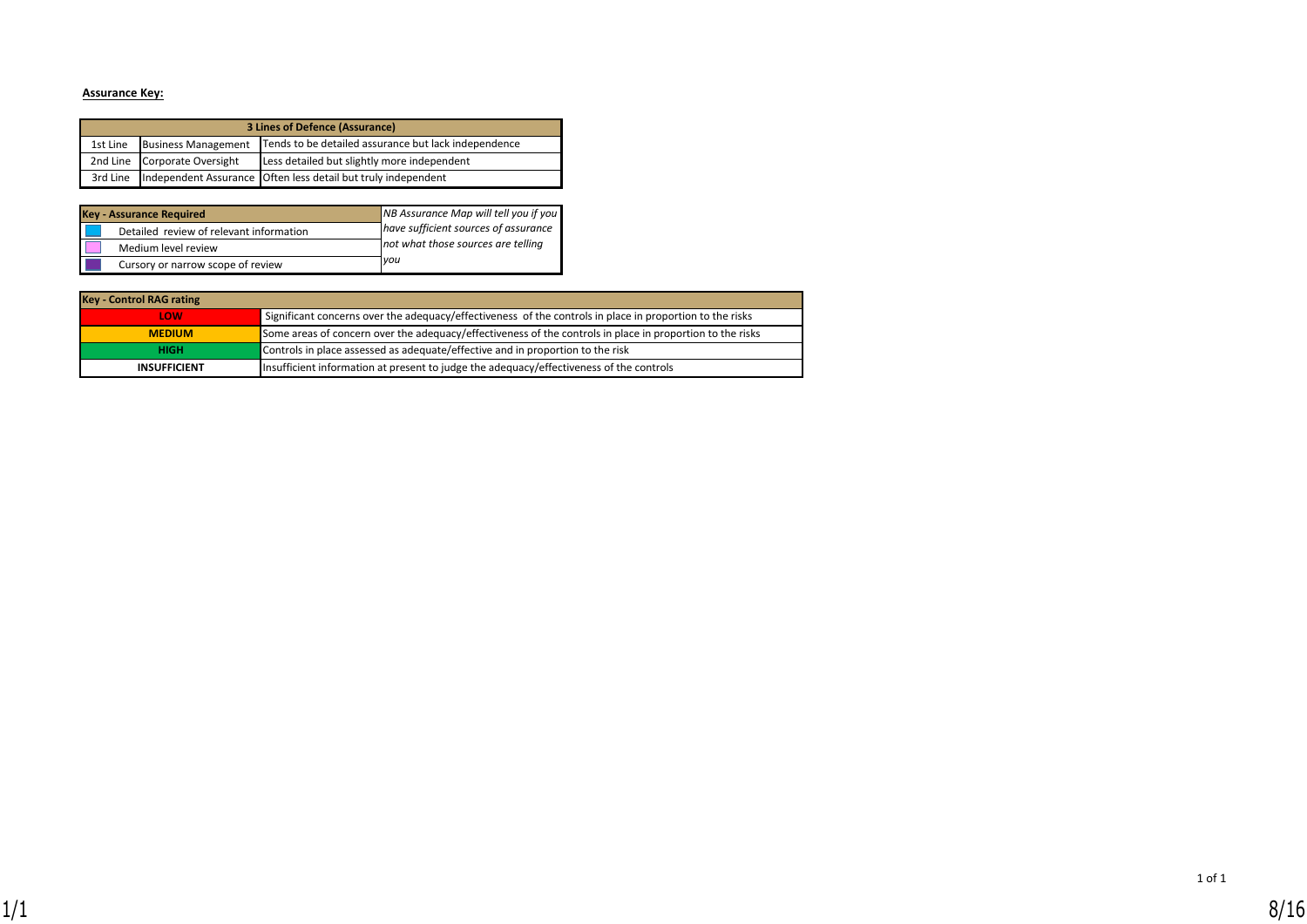**Assurance Key:**

| 3 Lines of Defence (Assurance) | | |
|---|---|---|
| 1st Line | Business Management | Tends to be detailed assurance but lack independence |
| 2nd Line | Corporate Oversight | Less detailed but slightly more independent |
| 3rd Line | Independent Assurance | Often less detail but truly independent |

| Key - Assurance Required | | *NB Assurance Map will tell you if you have sufficient sources of assurance not what those sources are telling you* |
|---|---|---|
| | Detailed review of relevant information | |
| | Medium level review | |
| | Cursory or narrow scope of review | |

| Key - Control RAG rating | |
|---|---|
| LOW | Significant concerns over the adequacy/effectiveness of the controls in place in proportion to the risks |
| MEDIUM | Some areas of concern over the adequacy/effectiveness of the controls in place in proportion to the risks |
| HIGH | Controls in place assessed as adequate/effective and in proportion to the risk |
| INSUFFICIENT | Insufficient information at present to judge the adequacy/effectiveness of the controls |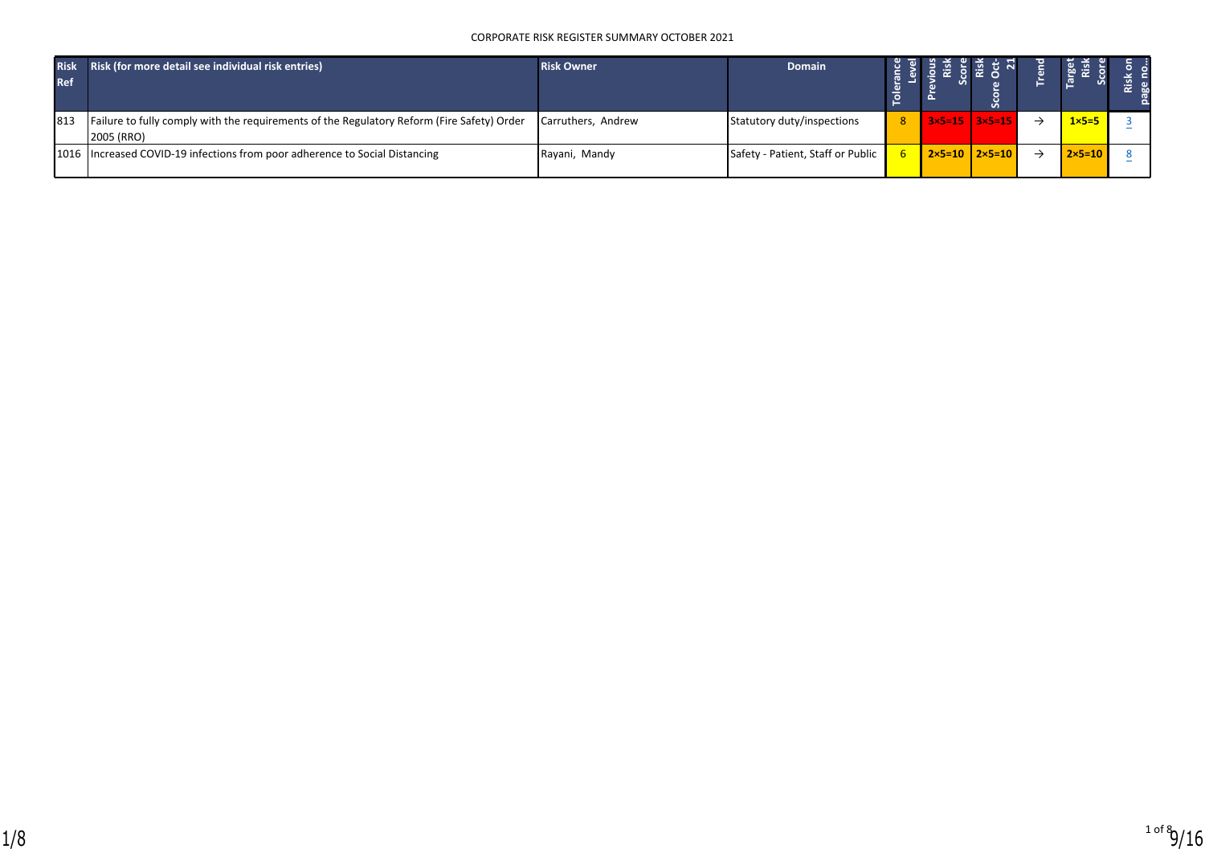CORPORATE RISK REGISTER SUMMARY OCTOBER 2021

| Risk Ref | Risk (for more detail see individual risk entries) | Risk Owner | Domain | Tolerance Level | Previous Risk Score | Risk Score Oct-21 | Trend | Target Risk Score | Risk on page no... |
|---|---|---|---|---|---|---|---|---|---|
| 813 | Failure to fully comply with the requirements of the Regulatory Reform (Fire Safety) Order 2005 (RRO) | Carruthers, Andrew | Statutory duty/inspections | 8 | 3×5=15 | 3×5=15 | → | 1×5=5 | 3 |
| 1016 | Increased COVID-19 infections from poor adherence to Social Distancing | Rayani, Mandy | Safety - Patient, Staff or Public | 6 | 2×5=10 | 2×5=10 | → | 2×5=10 | 8 |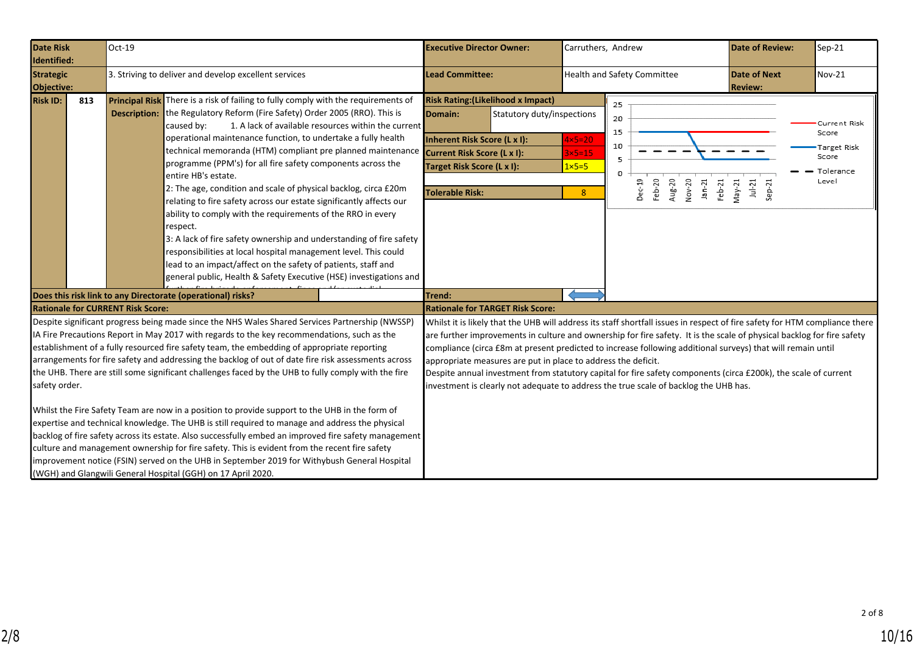| Date Risk Identified: | Oct-19 | Executive Director Owner: | Carruthers, Andrew | Date of Review: | Sep-21 |
|---|---|---|---|---|---|
| Strategic Objective: | 3. Striving to deliver and develop excellent services | Lead Committee: | Health and Safety Committee | Date of Next Review: | Nov-21 |

**Risk ID:** 813

**Principal Risk Description:** There is a risk of failing to fully comply with the requirements of the Regulatory Reform (Fire Safety) Order 2005 (RRO). This is caused by: 1. A lack of available resources within the current operational maintenance function, to undertake a fully health technical memoranda (HTM) compliant pre planned maintenance programme (PPM's) for all fire safety components across the entire HB's estate.
2: The age, condition and scale of physical backlog, circa £20m relating to fire safety across our estate significantly affects our ability to comply with the requirements of the RRO in every respect.
3: A lack of fire safety ownership and understanding of fire safety responsibilities at local hospital management level. This could lead to an impact/affect on the safety of patients, staff and general public, Health & Safety Executive (HSE) investigations and

**Risk Rating: (Likelihood x Impact)**

| Domain: | Statutory duty/inspections |
|---|---|
| Inherent Risk Score (L x I): | 4×5=20 |
| Current Risk Score (L x I): | 3×5=15 |
| Target Risk Score (L x I): | 1×5=5 |
| Tolerable Risk: | 8 |

**Does this risk link to any Directorate (operational) risks?**

**Trend:** ⟺

**Rationale for CURRENT Risk Score:**

Despite significant progress being made since the NHS Wales Shared Services Partnership (NWSSP) IA Fire Precautions Report in May 2017 with regards to the key recommendations, such as the establishment of a fully resourced fire safety team, the embedding of appropriate reporting arrangements for fire safety and addressing the backlog of out of date fire risk assessments across the UHB. There are still some significant challenges faced by the UHB to fully comply with the fire safety order.

Whilst the Fire Safety Team are now in a position to provide support to the UHB in the form of expertise and technical knowledge. The UHB is still required to manage and address the physical backlog of fire safety across its estate. Also successfully embed an improved fire safety management culture and management ownership for fire safety. This is evident from the recent fire safety improvement notice (FSIN) served on the UHB in September 2019 for Withybush General Hospital (WGH) and Glangwili General Hospital (GGH) on 17 April 2020.

**Rationale for TARGET Risk Score:**

Whilst it is likely that the UHB will address its staff shortfall issues in respect of fire safety for HTM compliance there are further improvements in culture and ownership for fire safety. It is the scale of physical backlog for fire safety compliance (circa £8m at present predicted to increase following additional surveys) that will remain until appropriate measures are put in place to address the deficit.
Despite annual investment from statutory capital for fire safety components (circa £200k), the scale of current investment is clearly not adequate to address the true scale of backlog the UHB has.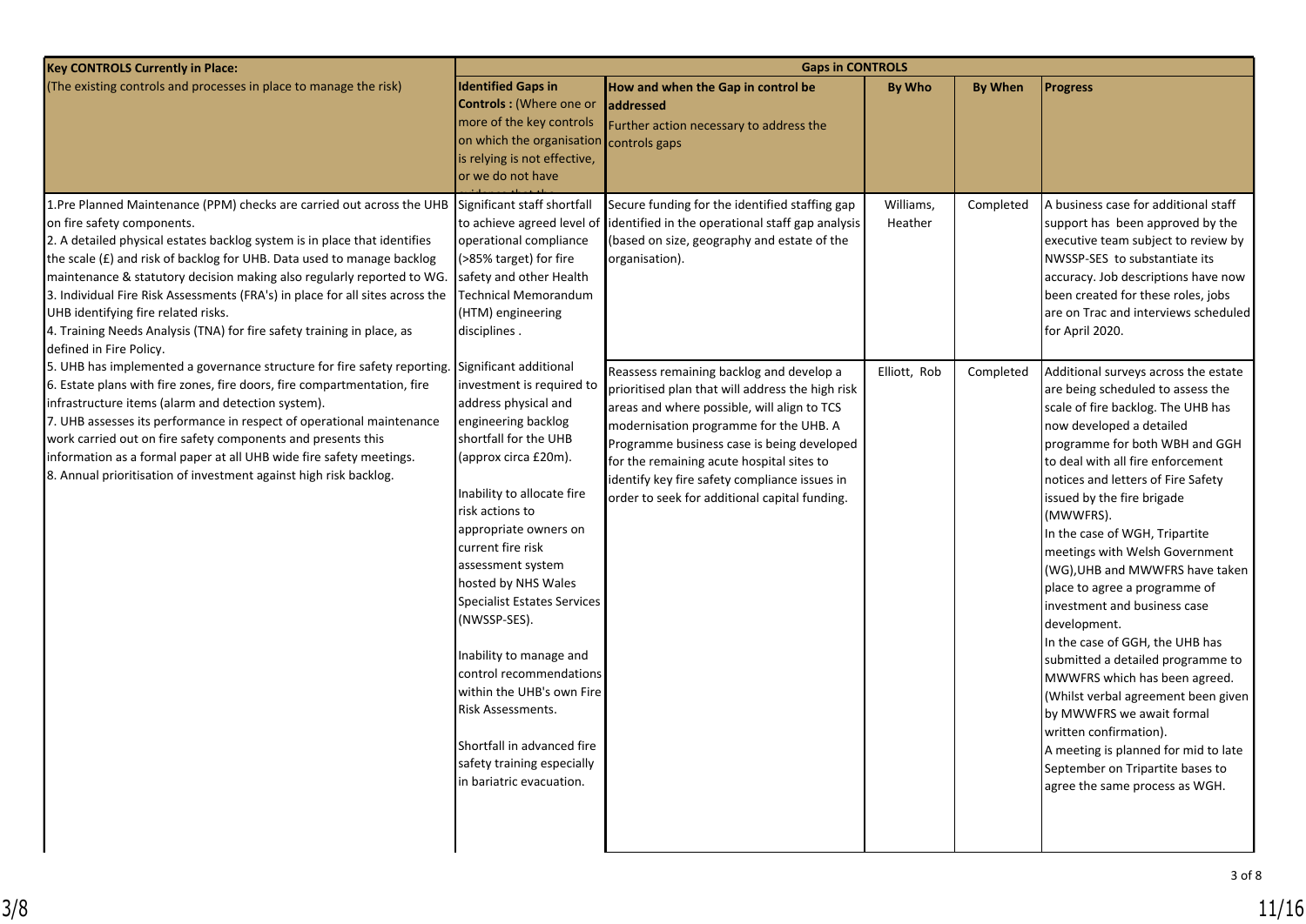| Key CONTROLS Currently in Place: | Gaps in CONTROLS | | | | |
|---|---|---|---|---|---|
| (The existing controls and processes in place to manage the risk) | **Identified Gaps in Controls :** (Where one or more of the key controls on which the organisation is relying is not effective, or we do not have | **How and when the Gap in control be addressed** Further action necessary to address the controls gaps | **By Who** | **By When** | **Progress** |
| 1.Pre Planned Maintenance (PPM) checks are carried out across the UHB on fire safety components.<br>2. A detailed physical estates backlog system is in place that identifies the scale (£) and risk of backlog for UHB. Data used to manage backlog maintenance & statutory decision making also regularly reported to WG.<br>3. Individual Fire Risk Assessments (FRA's) in place for all sites across the UHB identifying fire related risks.<br>4. Training Needs Analysis (TNA) for fire safety training in place, as defined in Fire Policy.<br>5. UHB has implemented a governance structure for fire safety reporting.<br>6. Estate plans with fire zones, fire doors, fire compartmentation, fire infrastructure items (alarm and detection system).<br>7. UHB assesses its performance in respect of operational maintenance work carried out on fire safety components and presents this information as a formal paper at all UHB wide fire safety meetings.<br>8. Annual prioritisation of investment against high risk backlog. | Significant staff shortfall to achieve agreed level of operational compliance (>85% target) for fire safety and other Health Technical Memorandum (HTM) engineering disciplines . | Secure funding for the identified staffing gap identified in the operational staff gap analysis (based on size, geography and estate of the organisation). | Williams, Heather | Completed | A business case for additional staff support has been approved by the executive team subject to review by NWSSP-SES to substantiate its accuracy. Job descriptions have now been created for these roles, jobs are on Trac and interviews scheduled for April 2020. |
| | Significant additional investment is required to address physical and engineering backlog shortfall for the UHB (approx circa £20m).<br><br>Inability to allocate fire risk actions to appropriate owners on current fire risk assessment system hosted by NHS Wales Specialist Estates Services (NWSSP-SES).<br><br>Inability to manage and control recommendations within the UHB's own Fire Risk Assessments.<br><br>Shortfall in advanced fire safety training especially in bariatric evacuation. | Reassess remaining backlog and develop a prioritised plan that will address the high risk areas and where possible, will align to TCS modernisation programme for the UHB. A Programme business case is being developed for the remaining acute hospital sites to identify key fire safety compliance issues in order to seek for additional capital funding. | Elliott, Rob | Completed | Additional surveys across the estate are being scheduled to assess the scale of fire backlog. The UHB has now developed a detailed programme for both WBH and GGH to deal with all fire enforcement notices and letters of Fire Safety issued by the fire brigade (MWWFRS).<br>In the case of WGH, Tripartite meetings with Welsh Government (WG),UHB and MWWFRS have taken place to agree a programme of investment and business case development.<br>In the case of GGH, the UHB has submitted a detailed programme to MWWFRS which has been agreed. (Whilst verbal agreement been given by MWWFRS we await formal written confirmation).<br>A meeting is planned for mid to late September on Tripartite bases to agree the same process as WGH. |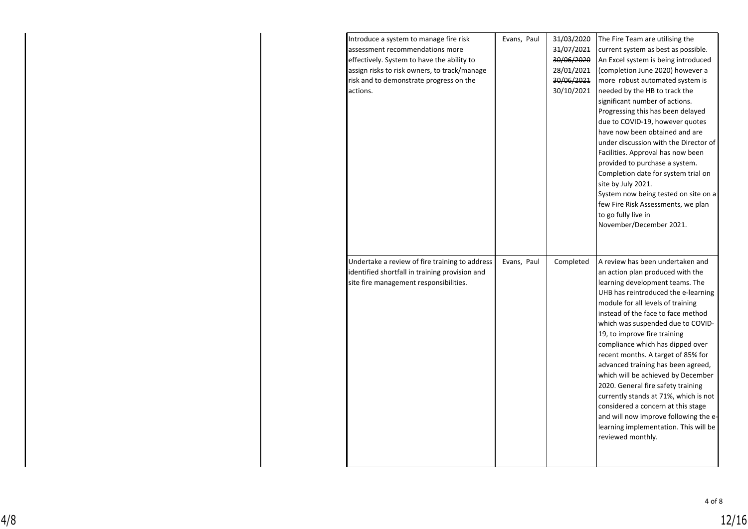| | | | | | |
|---|---|---|---|---|---|
| | | Introduce a system to manage fire risk assessment recommendations more effectively. System to have the ability to assign risks to risks owners, to track/manage risk and to demonstrate progress on the actions. | Evans, Paul | ~~31/03/2020~~ ~~31/07/2021~~ ~~30/06/2020~~ ~~28/01/2021~~ ~~30/06/2021~~ 30/10/2021 | The Fire Team are utilising the current system as best as possible. An Excel system is being introduced (completion June 2020) however a more robust automated system is needed by the HB to track the significant number of actions. Progressing this has been delayed due to COVID-19, however quotes have now been obtained and are under discussion with the Director of Facilities. Approval has now been provided to purchase a system. Completion date for system trial on site by July 2021. System now being tested on site on a few Fire Risk Assessments, we plan to go fully live in November/December 2021. |
| | | Undertake a review of fire training to address identified shortfall in training provision and site fire management responsibilities. | Evans, Paul | Completed | A review has been undertaken and an action plan produced with the learning development teams. The UHB has reintroduced the e-learning module for all levels of training instead of the face to face method which was suspended due to COVID-19, to improve fire training compliance which has dipped over recent months. A target of 85% for advanced training has been agreed, which will be achieved by December 2020. General fire safety training currently stands at 71%, which is not considered a concern at this stage and will now improve following the e-learning implementation. This will be reviewed monthly. |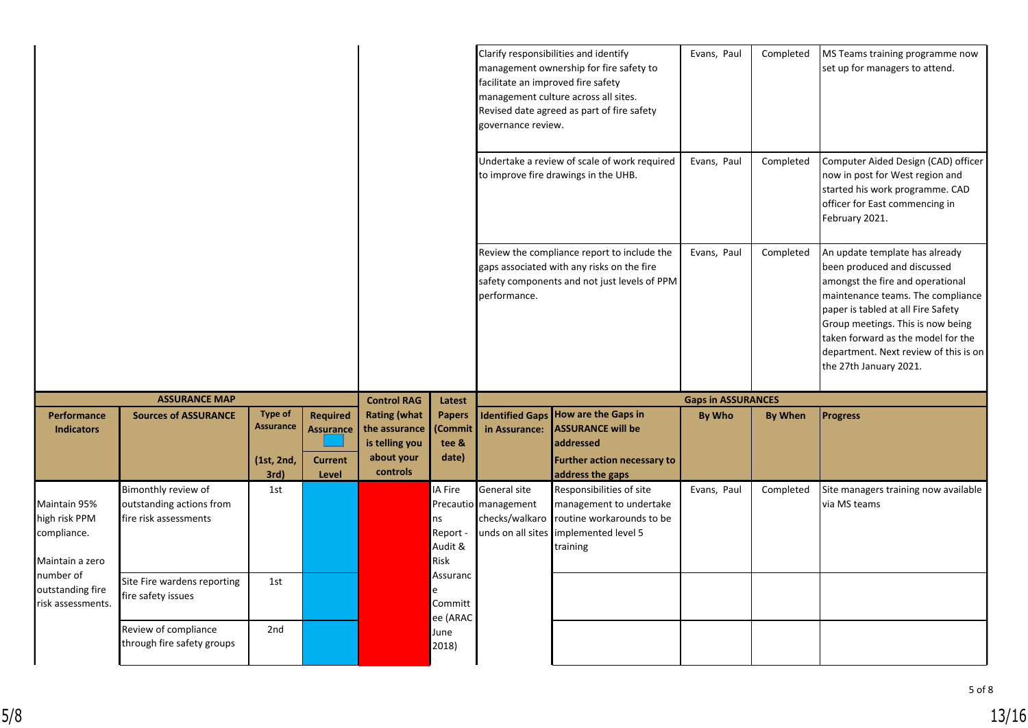| | | | | | | | | | | |
|---|---|---|---|---|---|---|---|---|---|---|
| | | | | | | | Clarify responsibilities and identify management ownership for fire safety to facilitate an improved fire safety management culture across all sites. Revised date agreed as part of fire safety governance review. | Evans, Paul | Completed | MS Teams training programme now set up for managers to attend. |
| | | | | | | | Undertake a review of scale of work required to improve fire drawings in the UHB. | Evans, Paul | Completed | Computer Aided Design (CAD) officer now in post for West region and started his work programme. CAD officer for East commencing in February 2021. |
| | | | | | | | Review the compliance report to include the gaps associated with any risks on the fire safety components and not just levels of PPM performance. | Evans, Paul | Completed | An update template has already been produced and discussed amongst the fire and operational maintenance teams. The compliance paper is tabled at all Fire Safety Group meetings. This is now being taken forward as the model for the department. Next review of this is on the 27th January 2021. |

| ASSURANCE MAP | | | | Control RAG | Latest | Gaps in ASSURANCES | | | | |
|---|---|---|---|---|---|---|---|---|---|---|
| Performance Indicators | Sources of ASSURANCE | Type of Assurance (1st, 2nd, 3rd) | Required Assurance / Current Level | Rating (what the assurance is telling you about your controls | Papers (Committee & date) | Identified Gaps in Assurance: | How are the Gaps in ASSURANCE will be addressed / Further action necessary to address the gaps | By Who | By When | Progress |
| Maintain 95% high risk PPM compliance. Maintain a zero number of outstanding fire risk assessments. | Bimonthly review of outstanding actions from fire risk assessments | 1st | | | IA Fire Precautions Report - Audit & Risk Assurance Committee (ARAC June 2018) | General site management checks/walkarounds on all sites | Responsibilities of site management to undertake routine workarounds to be implemented level 5 training | Evans, Paul | Completed | Site managers training now available via MS teams |
| | Site Fire wardens reporting fire safety issues | 1st | | | | | | | | |
| | Review of compliance through fire safety groups | 2nd | | | | | | | | |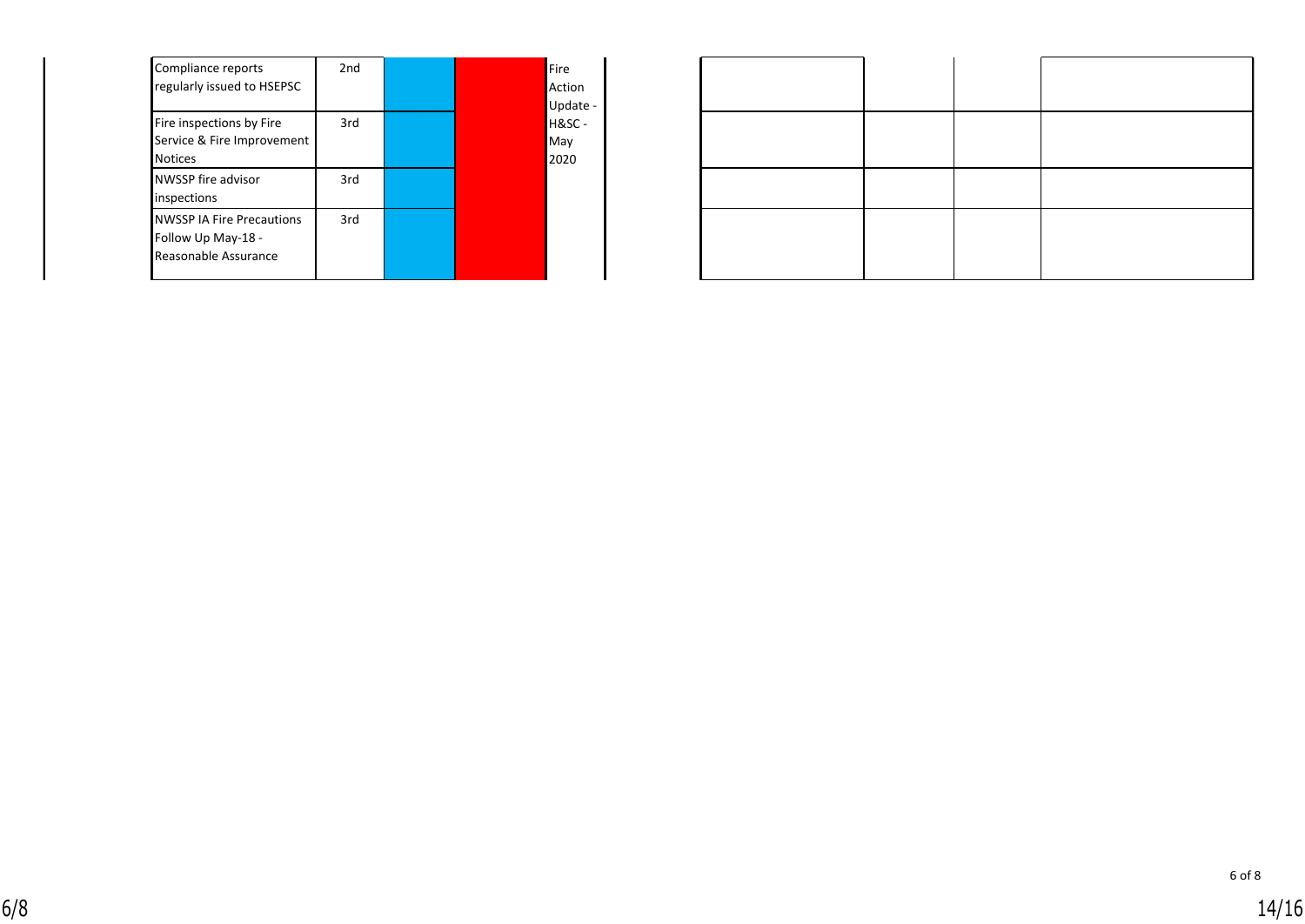| | | | | | | | | |
|---|---|---|---|---|---|---|---|---|
| Compliance reports regularly issued to HSEPSC | 2nd | | | Fire Action Update - H&SC - May 2020 | | | | |
| Fire inspections by Fire Service & Fire Improvement Notices | 3rd | | | | | | | |
| NWSSP fire advisor inspections | 3rd | | | | | | | |
| NWSSP IA Fire Precautions Follow Up May-18 - Reasonable Assurance | 3rd | | | | | | | |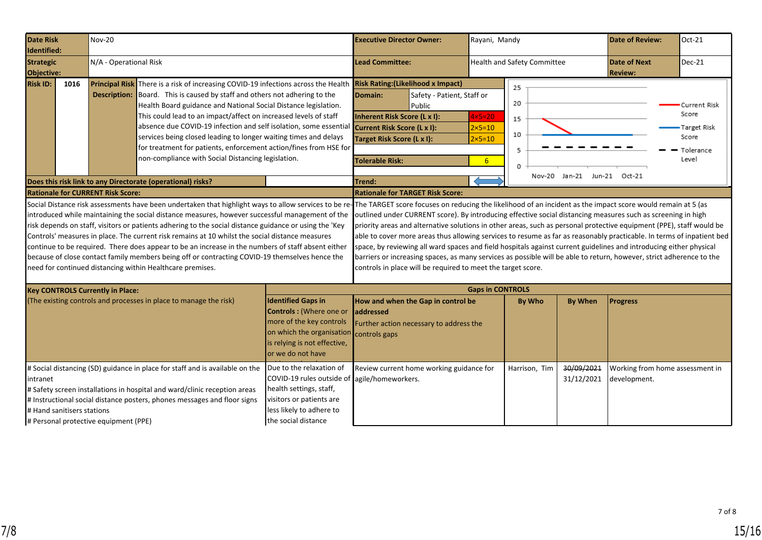| **Date Risk Identified:** | Nov-20 | **Executive Director Owner:** | Rayani, Mandy | **Date of Review:** | Oct-21 |
|---|---|---|---|---|---|
| **Strategic Objective:** | N/A - Operational Risk | **Lead Committee:** | Health and Safety Committee | **Date of Next Review:** | Dec-21 |

| **Risk ID:** | **1016** |
|---|---|
| **Principal Risk Description:** | There is a risk of increasing COVID-19 infections across the Health Board. This is caused by staff and others not adhering to the Health Board guidance and National Social Distance legislation. This could lead to an impact/affect on increased levels of staff absence due COVID-19 infection and self isolation, some essential services being closed leading to longer waiting times and delays for treatment for patients, enforcement action/fines from HSE for non-compliance with Social Distancing legislation. |
| **Does this risk link to any Directorate (operational) risks?** | |

| **Risk Rating:(Likelihood x Impact)** | |
|---|---|
| **Domain:** | Safety - Patient, Staff or Public |
| **Inherent Risk Score (L x I):** | 4×5=20 |
| **Current Risk Score (L x I):** | 2×5=10 |
| **Target Risk Score (L x I):** | 2×5=10 |
| **Tolerable Risk:** | 6 |
| **Trend:** | ⬄ |

Chart: Current Risk Score, Target Risk Score, Tolerance Level (Nov-20, Jan-21, Jun-21, Oct-21)

**Rationale for CURRENT Risk Score:**

Social Distance risk assessments have been undertaken that highlight ways to allow services to be re-introduced while maintaining the social distance measures, however successful management of the risk depends on staff, visitors or patients adhering to the social distance guidance or using the 'Key Controls' measures in place. The current risk remains at 10 whilst the social distance measures continue to be required. There does appear to be an increase in the numbers of staff absent either because of close contact family members being off or contracting COVID-19 themselves hence the need for continued distancing within Healthcare premises.

**Rationale for TARGET Risk Score:**

The TARGET score focuses on reducing the likelihood of an incident as the impact score would remain at 5 (as outlined under CURRENT score). By introducing effective social distancing measures such as screening in high priority areas and alternative solutions in other areas, such as personal protective equipment (PPE), staff would be able to cover more areas thus allowing services to resume as far as reasonably practicable. In terms of inpatient bed space, by reviewing all ward spaces and field hospitals against current guidelines and introducing either physical barriers or increasing spaces, as many services as possible will be able to return, however, strict adherence to the controls in place will be required to meet the target score.

| **Key CONTROLS Currently in Place:** (The existing controls and processes in place to manage the risk) | **Identified Gaps in Controls :** (Where one or more of the key controls on which the organisation is relying is not effective, or we do not have | **How and when the Gap in control be addressed** Further action necessary to address the controls gaps | **By Who** | **By When** | **Progress** |
|---|---|---|---|---|---|
| # Social distancing (SD) guidance in place for staff and is available on the intranet<br># Safety screen installations in hospital and ward/clinic reception areas<br># Instructional social distance posters, phones messages and floor signs<br># Hand sanitisers stations<br># Personal protective equipment (PPE) | Due to the relaxation of COVID-19 rules outside of health settings, staff, visitors or patients are less likely to adhere to the social distance | Review current home working guidance for agile/homeworkers. | Harrison, Tim | ~~30/09/2021~~ 31/12/2021 | Working from home assessment in development. |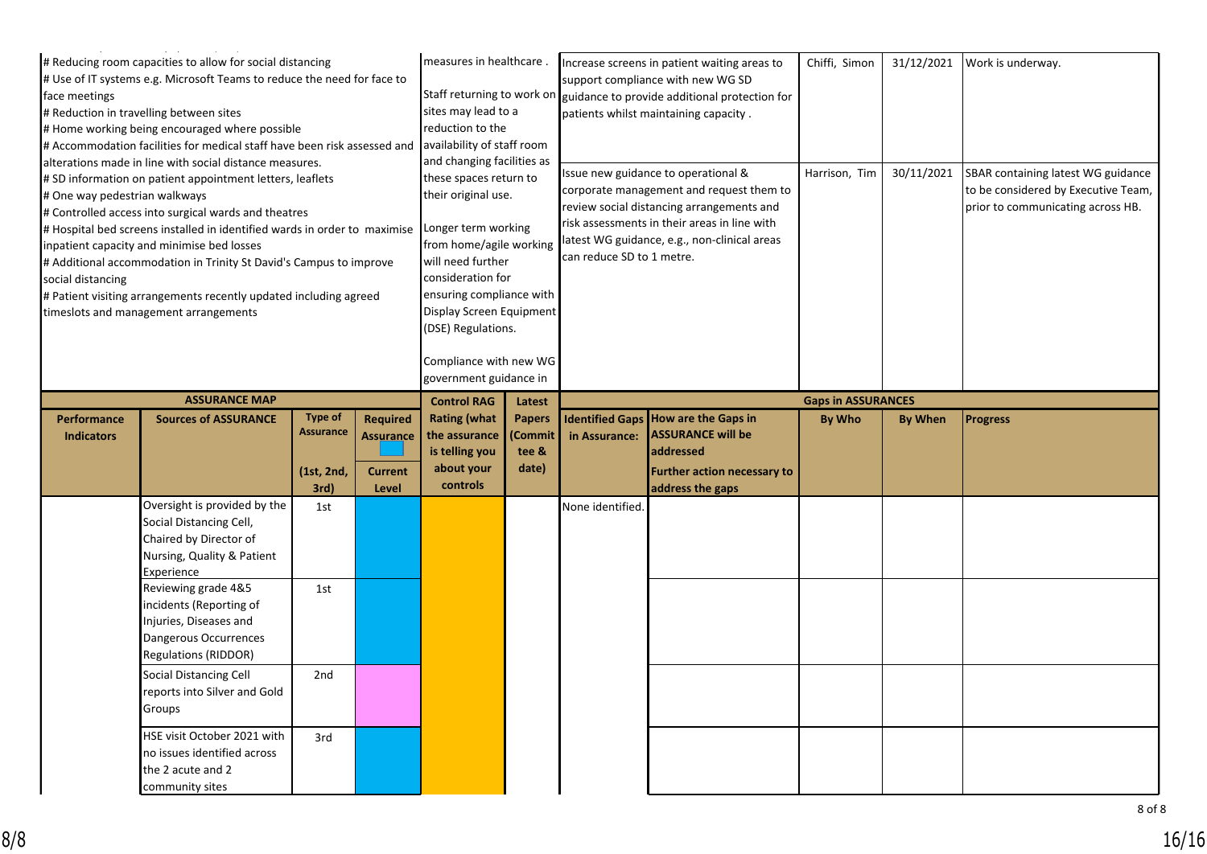| | | | | | |
|---|---|---|---|---|---|
| # Reducing room capacities to allow for social distancing<br># Use of IT systems e.g. Microsoft Teams to reduce the need for face to face meetings<br># Reduction in travelling between sites<br># Home working being encouraged where possible<br># Accommodation facilities for medical staff have been risk assessed and alterations made in line with social distance measures.<br># SD information on patient appointment letters, leaflets<br># One way pedestrian walkways<br># Controlled access into surgical wards and theatres<br># Hospital bed screens installed in identified wards in order to maximise inpatient capacity and minimise bed losses<br># Additional accommodation in Trinity St David's Campus to improve social distancing<br># Patient visiting arrangements recently updated including agreed timeslots and management arrangements | measures in healthcare .<br><br>Staff returning to work on sites may lead to a reduction to the availability of staff room and changing facilities as these spaces return to their original use.<br><br>Longer term working from home/agile working will need further consideration for ensuring compliance with Display Screen Equipment (DSE) Regulations.<br><br>Compliance with new WG government guidance in | Increase screens in patient waiting areas to support compliance with new WG SD guidance to provide additional protection for patients whilst maintaining capacity . | Chiffi, Simon | 31/12/2021 | Work is underway. |
| | | Issue new guidance to operational & corporate management and request them to review social distancing arrangements and risk assessments in their areas in line with latest WG guidance, e.g., non-clinical areas can reduce SD to 1 metre. | Harrison, Tim | 30/11/2021 | SBAR containing latest WG guidance to be considered by Executive Team, prior to communicating across HB. |

| ASSURANCE MAP | | | | Control RAG | Latest | Gaps in ASSURANCES | | | | |
|---|---|---|---|---|---|---|---|---|---|---|
| Performance Indicators | Sources of ASSURANCE | Type of Assurance (1st, 2nd, 3rd) | Required Assurance / Current Level | Rating (what the assurance is telling you about your controls | Papers (Committee & date) | Identified Gaps in Assurance: | How are the Gaps in ASSURANCE will be addressed / Further action necessary to address the gaps | By Who | By When | Progress |
| | Oversight is provided by the Social Distancing Cell, Chaired by Director of Nursing, Quality & Patient Experience | 1st | | | | None identified. | | | | |
| | Reviewing grade 4&5 incidents (Reporting of Injuries, Diseases and Dangerous Occurrences Regulations (RIDDOR) | 1st | | | | | | | | |
| | Social Distancing Cell reports into Silver and Gold Groups | 2nd | | | | | | | | |
| | HSE visit October 2021 with no issues identified across the 2 acute and 2 community sites | 3rd | | | | | | | | |